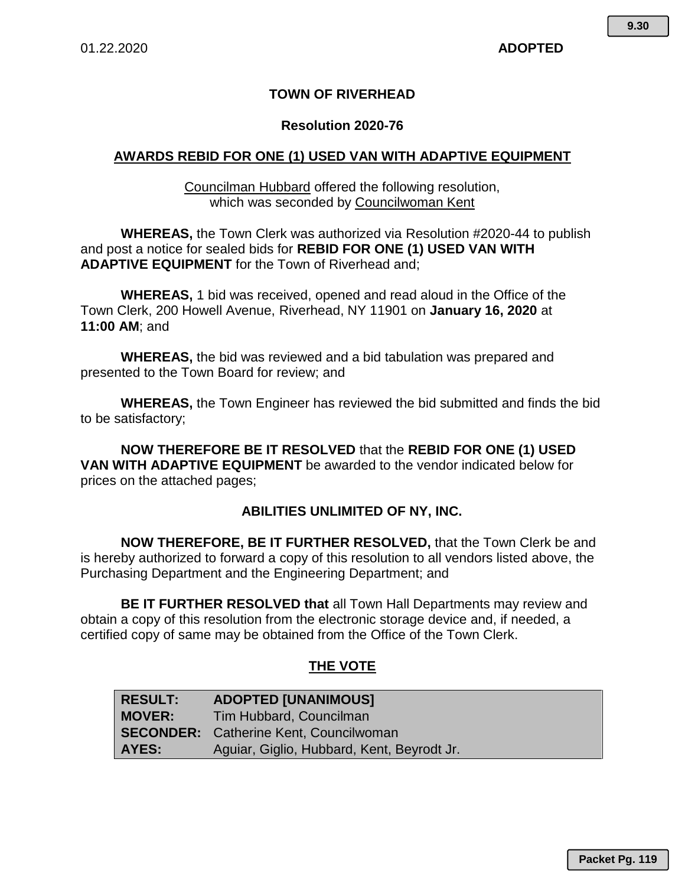01.22.2020 **ADOPTED**

9.30

# TOWN OF RIVERHEAD

## Resolution 2020-76

## AWARDS REBID FOR ONE (1) USED VAN WITH ADAPTIVE EQUIPMENT

Councilman Hubbard offered the following resolution,
which was seconded by Councilwoman Kent

**WHEREAS,** the Town Clerk was authorized via Resolution #2020-44 to publish and post a notice for sealed bids for **REBID FOR ONE (1) USED VAN WITH ADAPTIVE EQUIPMENT** for the Town of Riverhead and;

**WHEREAS,** 1 bid was received, opened and read aloud in the Office of the Town Clerk, 200 Howell Avenue, Riverhead, NY 11901 on **January 16, 2020** at **11:00 AM**; and

**WHEREAS,** the bid was reviewed and a bid tabulation was prepared and presented to the Town Board for review; and

**WHEREAS,** the Town Engineer has reviewed the bid submitted and finds the bid to be satisfactory;

**NOW THEREFORE BE IT RESOLVED** that the **REBID FOR ONE (1) USED VAN WITH ADAPTIVE EQUIPMENT** be awarded to the vendor indicated below for prices on the attached pages;

**ABILITIES UNLIMITED OF NY, INC.**

**NOW THEREFORE, BE IT FURTHER RESOLVED,** that the Town Clerk be and is hereby authorized to forward a copy of this resolution to all vendors listed above, the Purchasing Department and the Engineering Department; and

**BE IT FURTHER RESOLVED that** all Town Hall Departments may review and obtain a copy of this resolution from the electronic storage device and, if needed, a certified copy of same may be obtained from the Office of the Town Clerk.

## THE VOTE

| | |
|---|---|
| **RESULT:** | **ADOPTED [UNANIMOUS]** |
| **MOVER:** | Tim Hubbard, Councilman |
| **SECONDER:** | Catherine Kent, Councilwoman |
| **AYES:** | Aguiar, Giglio, Hubbard, Kent, Beyrodt Jr. |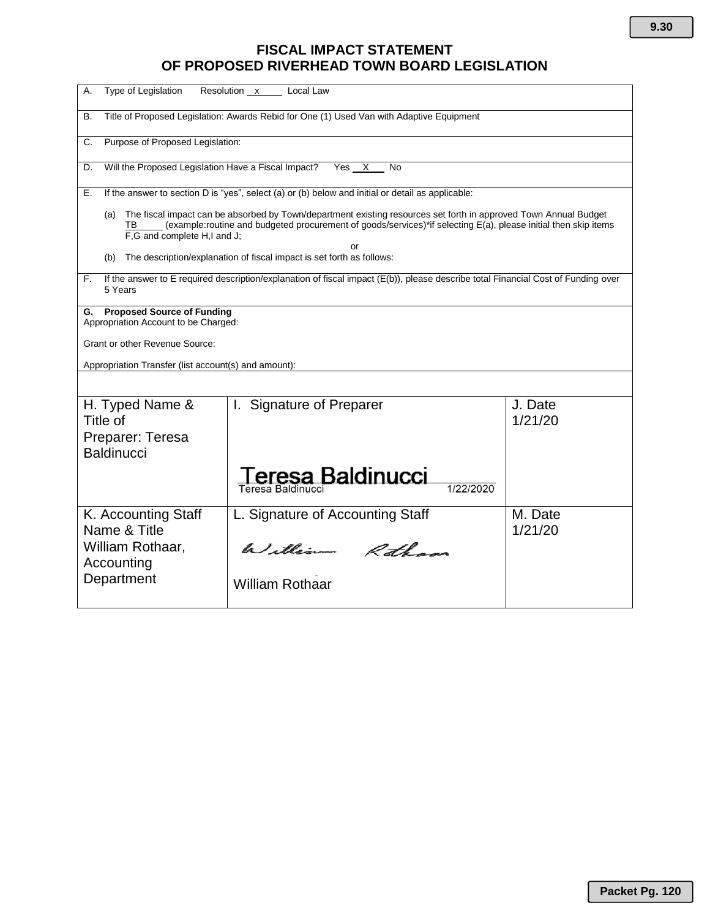# FISCAL IMPACT STATEMENT OF PROPOSED RIVERHEAD TOWN BOARD LEGISLATION

A. Type of Legislation  Resolution __x__ Local Law

B. Title of Proposed Legislation: Awards Rebid for One (1) Used Van with Adaptive Equipment

C. Purpose of Proposed Legislation:

D. Will the Proposed Legislation Have a Fiscal Impact?  Yes __X__ No

E. If the answer to section D is "yes", select (a) or (b) below and initial or detail as applicable:

(a) The fiscal impact can be absorbed by Town/department existing resources set forth in approved Town Annual Budget __TB__ (example:routine and budgeted procurement of goods/services)*if selecting E(a), please initial then skip items F,G and complete H,I and J;

or

(b) The description/explanation of fiscal impact is set forth as follows:

F. If the answer to E required description/explanation of fiscal impact (E(b)), please describe total Financial Cost of Funding over 5 Years

**G. Proposed Source of Funding**
Appropriation Account to be Charged:

Grant or other Revenue Source:

Appropriation Transfer (list account(s) and amount):

| H. Typed Name & Title of Preparer: Teresa Baldinucci | I. Signature of Preparer | J. Date |
|---|---|---|
| | Teresa Baldinucci<br>Teresa Baldinucci 1/22/2020 | 1/21/20 |
| **K. Accounting Staff Name & Title** | **L. Signature of Accounting Staff** | **M. Date** |
| William Rothaar, Accounting Department | William Rothaar<br>William Rothaar | 1/21/20 |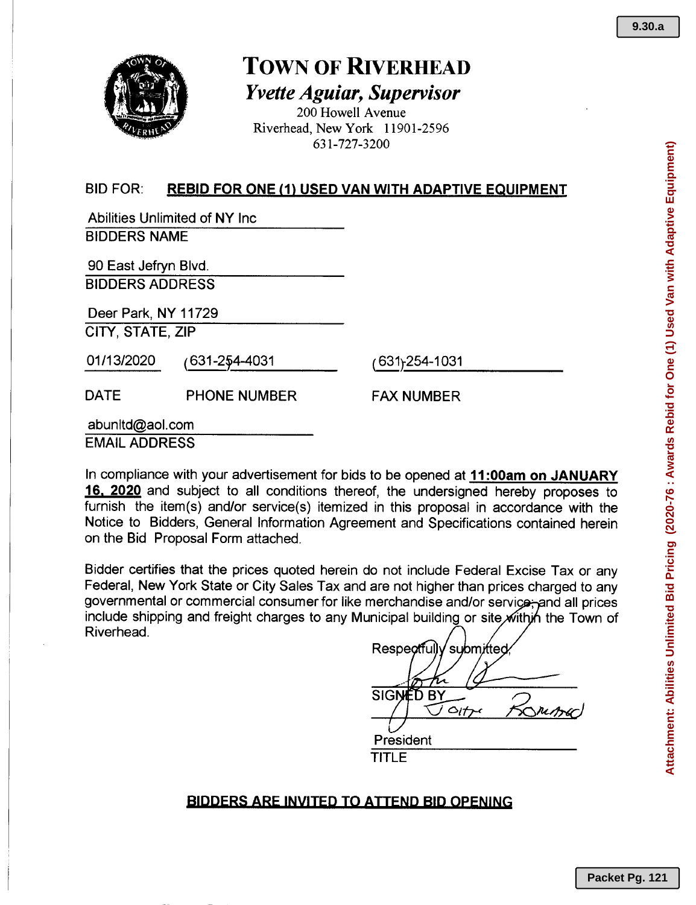# TOWN OF RIVERHEAD

## *Yvette Aguiar, Supervisor*

200 Howell Avenue
Riverhead, New York 11901-2596
631-727-3200

BID FOR: **REBID FOR ONE (1) USED VAN WITH ADAPTIVE EQUIPMENT**

Abilities Unlimited of NY Inc
BIDDERS NAME

90 East Jefryn Blvd.
BIDDERS ADDRESS

Deer Park, NY 11729
CITY, STATE, ZIP

| 01/13/2020 | (631-254-4031 | (631)254-1031 |
|---|---|---|
| DATE | PHONE NUMBER | FAX NUMBER |

abunltd@aol.com
EMAIL ADDRESS

In compliance with your advertisement for bids to be opened at **11:00am on JANUARY 16, 2020** and subject to all conditions thereof, the undersigned hereby proposes to furnish the item(s) and/or service(s) itemized in this proposal in accordance with the Notice to Bidders, General Information Agreement and Specifications contained herein on the Bid Proposal Form attached.

Bidder certifies that the prices quoted herein do not include Federal Excise Tax or any Federal, New York State or City Sales Tax and are not higher than prices charged to any governmental or commercial consumer for like merchandise and/or service, and all prices include shipping and freight charges to any Municipal building or site within the Town of Riverhead.

Respectfully submitted,

SIGNED BY John Romano

President
TITLE

**BIDDERS ARE INVITED TO ATTEND BID OPENING**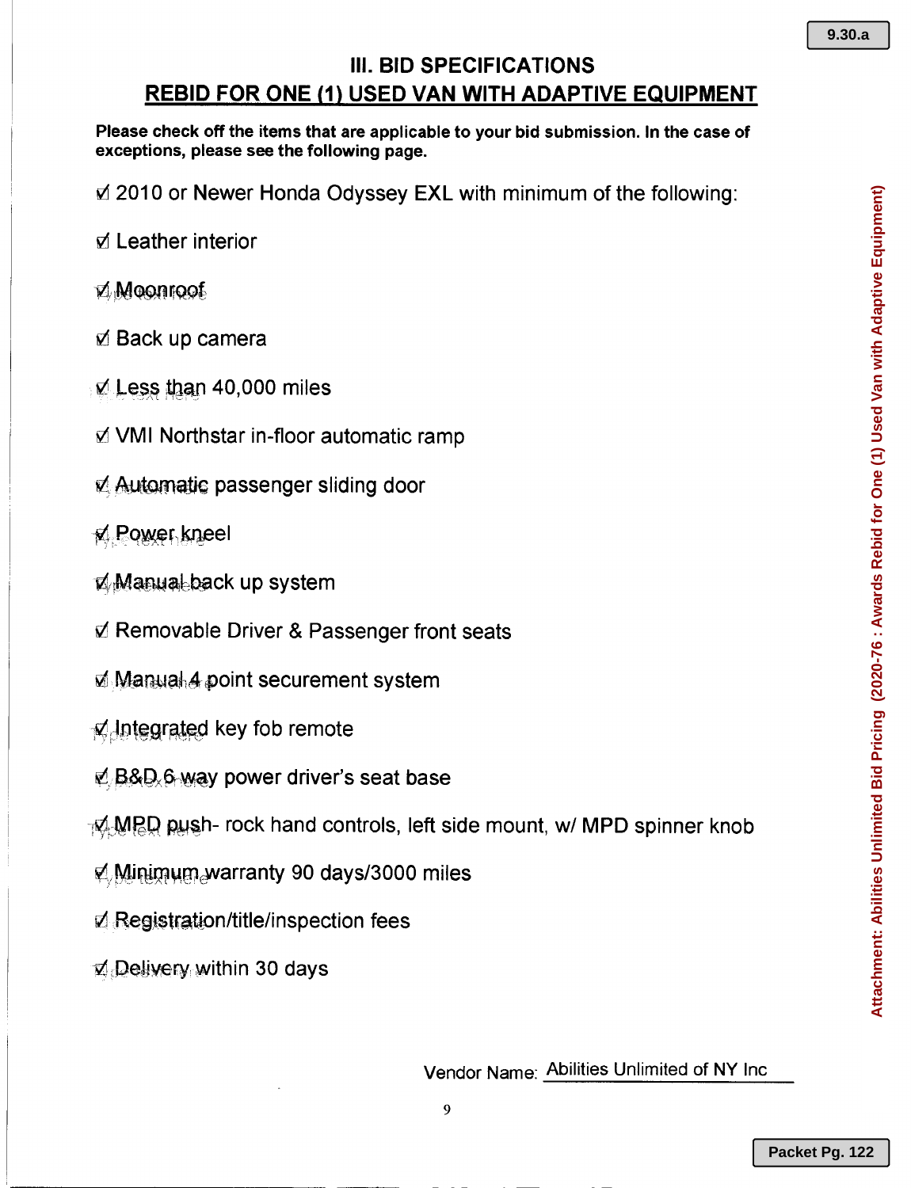## III. BID SPECIFICATIONS

## REBID FOR ONE (1) USED VAN WITH ADAPTIVE EQUIPMENT

**Please check off the items that are applicable to your bid submission. In the case of exceptions, please see the following page.**

☑ 2010 or Newer Honda Odyssey EXL with minimum of the following:

☑ Leather interior

☑ Moonroof

☑ Back up camera

☑ Less than 40,000 miles

☑ VMI Northstar in-floor automatic ramp

☑ Automatic passenger sliding door

☑ Power kneel

☑ Manual back up system

☑ Removable Driver & Passenger front seats

☑ Manual 4 point securement system

☑ Integrated key fob remote

☑ B&D 6 way power driver's seat base

☑ MPD push- rock hand controls, left side mount, w/ MPD spinner knob

☑ Minimum warranty 90 days/3000 miles

☑ Registration/title/inspection fees

☑ Delivery within 30 days

Vendor Name: Abilities Unlimited of NY Inc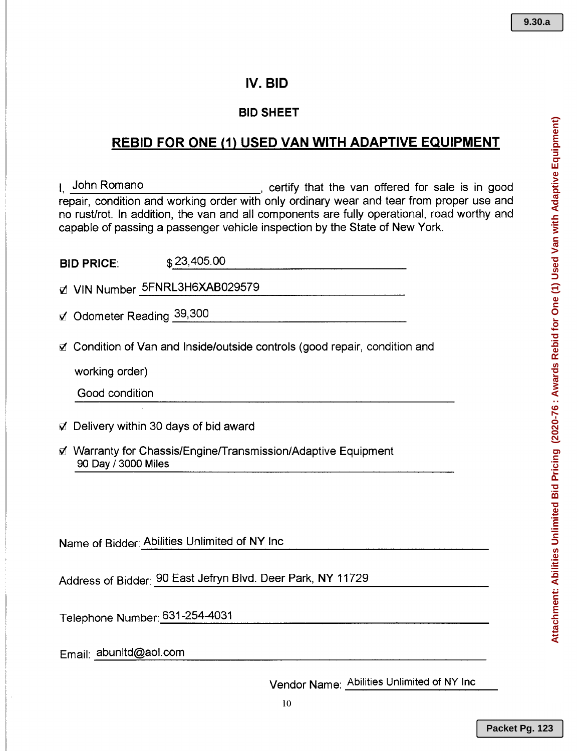# IV. BID

## BID SHEET

## REBID FOR ONE (1) USED VAN WITH ADAPTIVE EQUIPMENT

I, John Romano, certify that the van offered for sale is in good repair, condition and working order with only ordinary wear and tear from proper use and no rust/rot. In addition, the van and all components are fully operational, road worthy and capable of passing a passenger vehicle inspection by the State of New York.

**BID PRICE:** $23,405.00

☑ VIN Number 5FNRL3H6XAB029579

☑ Odometer Reading 39,300

☑ Condition of Van and Inside/outside controls (good repair, condition and working order)

Good condition

☑ Delivery within 30 days of bid award

☑ Warranty for Chassis/Engine/Transmission/Adaptive Equipment

90 Day / 3000 Miles

Name of Bidder: Abilities Unlimited of NY Inc

Address of Bidder: 90 East Jefryn Blvd. Deer Park, NY 11729

Telephone Number: 631-254-4031

Email: abunltd@aol.com

Vendor Name: Abilities Unlimited of NY Inc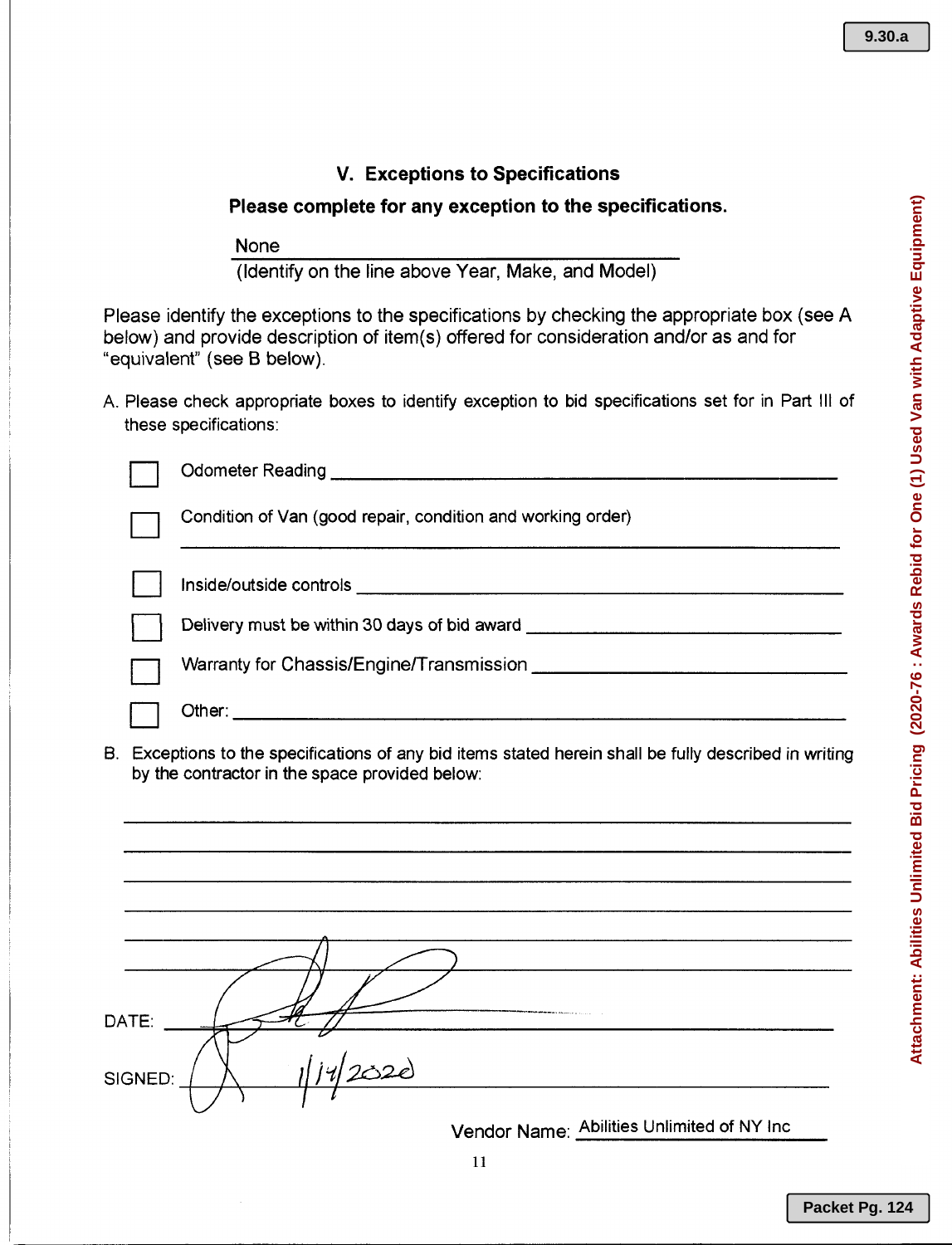## V. Exceptions to Specifications

**Please complete for any exception to the specifications.**

None
(Identify on the line above Year, Make, and Model)

Please identify the exceptions to the specifications by checking the appropriate box (see A below) and provide description of item(s) offered for consideration and/or as and for "equivalent" (see B below).

A. Please check appropriate boxes to identify exception to bid specifications set for in Part III of these specifications:

- ☐ Odometer Reading ______________________________
- ☐ Condition of Van (good repair, condition and working order) ______________________________
- ☐ Inside/outside controls ______________________________
- ☐ Delivery must be within 30 days of bid award ______________________________
- ☐ Warranty for Chassis/Engine/Transmission ______________________________
- ☐ Other: ______________________________

B. Exceptions to the specifications of any bid items stated herein shall be fully described in writing by the contractor in the space provided below:

______________________________

______________________________

______________________________

______________________________

______________________________

______________________________

DATE: 1/14/2020

SIGNED: [signature]

Vendor Name: Abilities Unlimited of NY Inc

11

Attachment: Abilities Unlimited Bid Pricing (2020-76 : Awards Rebid for One (1) Used Van with Adaptive Equipment)